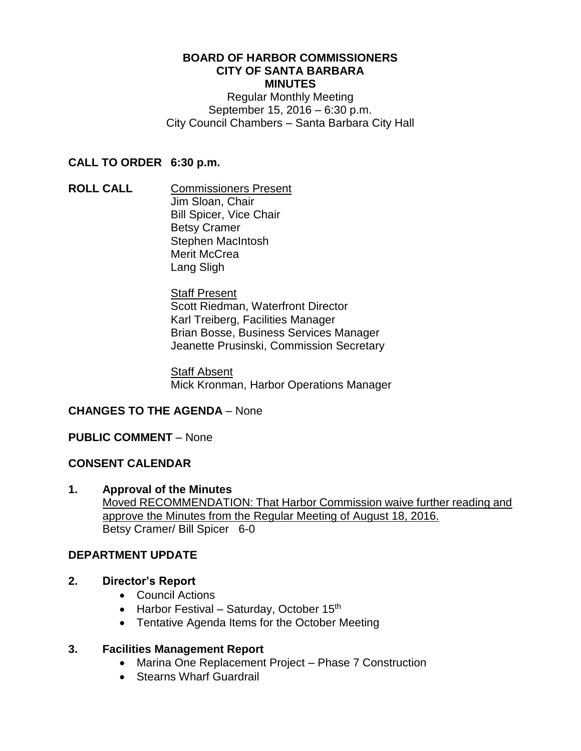**BOARD OF HARBOR COMMISSIONERS**
**CITY OF SANTA BARBARA**
**MINUTES**

Regular Monthly Meeting
September 15, 2016 – 6:30 p.m.
City Council Chambers – Santa Barbara City Hall

**CALL TO ORDER 6:30 p.m.**

**ROLL CALL**

Commissioners Present
Jim Sloan, Chair
Bill Spicer, Vice Chair
Betsy Cramer
Stephen MacIntosh
Merit McCrea
Lang Sligh

Staff Present
Scott Riedman, Waterfront Director
Karl Treiberg, Facilities Manager
Brian Bosse, Business Services Manager
Jeanette Prusinski, Commission Secretary

Staff Absent
Mick Kronman, Harbor Operations Manager

**CHANGES TO THE AGENDA** – None

**PUBLIC COMMENT** – None

**CONSENT CALENDAR**

**1. Approval of the Minutes**

Moved RECOMMENDATION: That Harbor Commission waive further reading and approve the Minutes from the Regular Meeting of August 18, 2016.
Betsy Cramer/ Bill Spicer 6-0

**DEPARTMENT UPDATE**

**2. Director's Report**

- Council Actions
- Harbor Festival – Saturday, October 15th
- Tentative Agenda Items for the October Meeting

**3. Facilities Management Report**

- Marina One Replacement Project – Phase 7 Construction
- Stearns Wharf Guardrail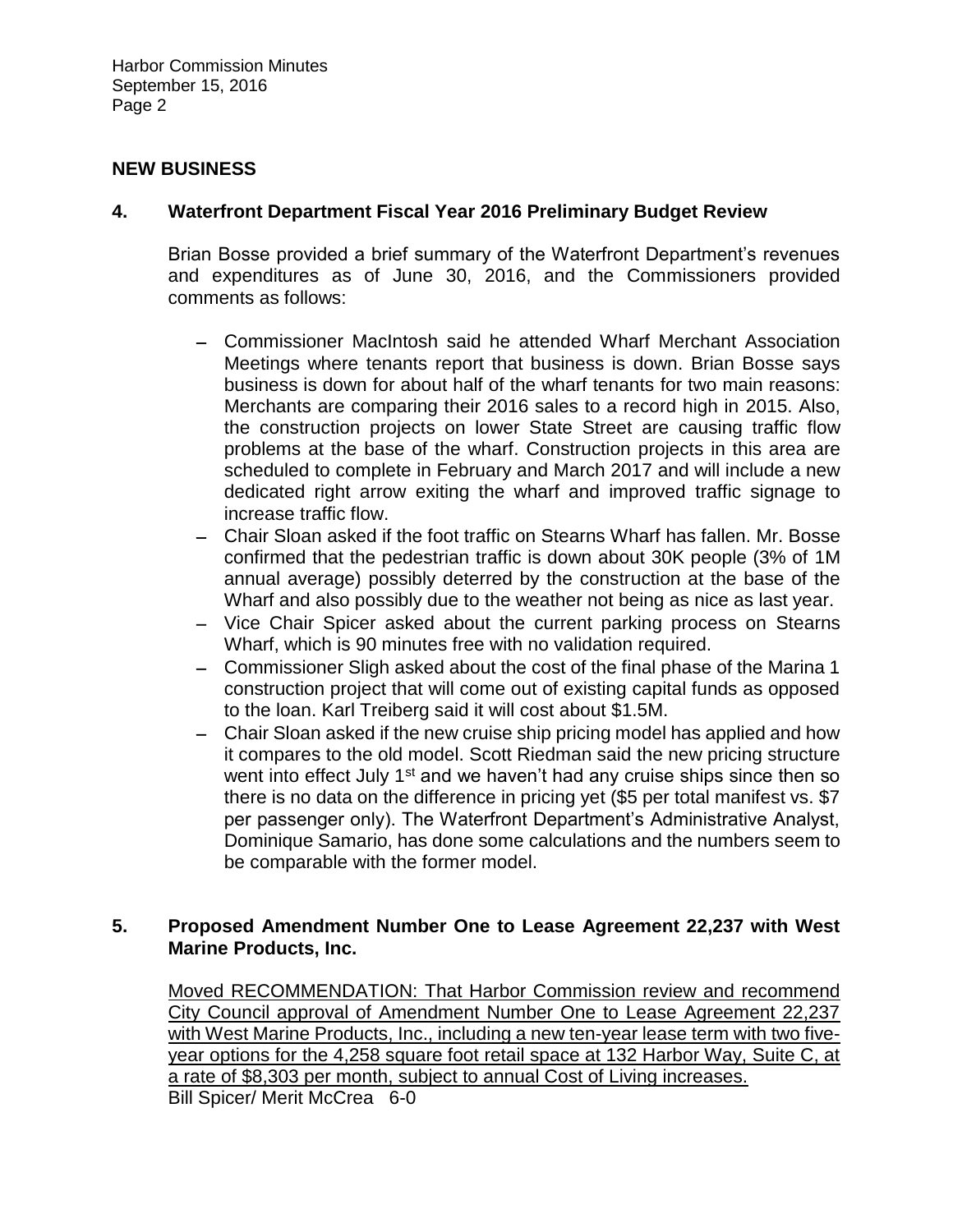## NEW BUSINESS

### 4. Waterfront Department Fiscal Year 2016 Preliminary Budget Review

Brian Bosse provided a brief summary of the Waterfront Department's revenues and expenditures as of June 30, 2016, and the Commissioners provided comments as follows:

- Commissioner MacIntosh said he attended Wharf Merchant Association Meetings where tenants report that business is down. Brian Bosse says business is down for about half of the wharf tenants for two main reasons: Merchants are comparing their 2016 sales to a record high in 2015. Also, the construction projects on lower State Street are causing traffic flow problems at the base of the wharf. Construction projects in this area are scheduled to complete in February and March 2017 and will include a new dedicated right arrow exiting the wharf and improved traffic signage to increase traffic flow.
- Chair Sloan asked if the foot traffic on Stearns Wharf has fallen. Mr. Bosse confirmed that the pedestrian traffic is down about 30K people (3% of 1M annual average) possibly deterred by the construction at the base of the Wharf and also possibly due to the weather not being as nice as last year.
- Vice Chair Spicer asked about the current parking process on Stearns Wharf, which is 90 minutes free with no validation required.
- Commissioner Sligh asked about the cost of the final phase of the Marina 1 construction project that will come out of existing capital funds as opposed to the loan. Karl Treiberg said it will cost about $1.5M.
- Chair Sloan asked if the new cruise ship pricing model has applied and how it compares to the old model. Scott Riedman said the new pricing structure went into effect July 1st and we haven't had any cruise ships since then so there is no data on the difference in pricing yet ($5 per total manifest vs. $7 per passenger only). The Waterfront Department's Administrative Analyst, Dominique Samario, has done some calculations and the numbers seem to be comparable with the former model.

### 5. Proposed Amendment Number One to Lease Agreement 22,237 with West Marine Products, Inc.

<u>Moved RECOMMENDATION: That Harbor Commission review and recommend City Council approval of Amendment Number One to Lease Agreement 22,237 with West Marine Products, Inc., including a new ten-year lease term with two five-year options for the 4,258 square foot retail space at 132 Harbor Way, Suite C, at a rate of $8,303 per month, subject to annual Cost of Living increases.</u>

Bill Spicer/ Merit McCrea 6-0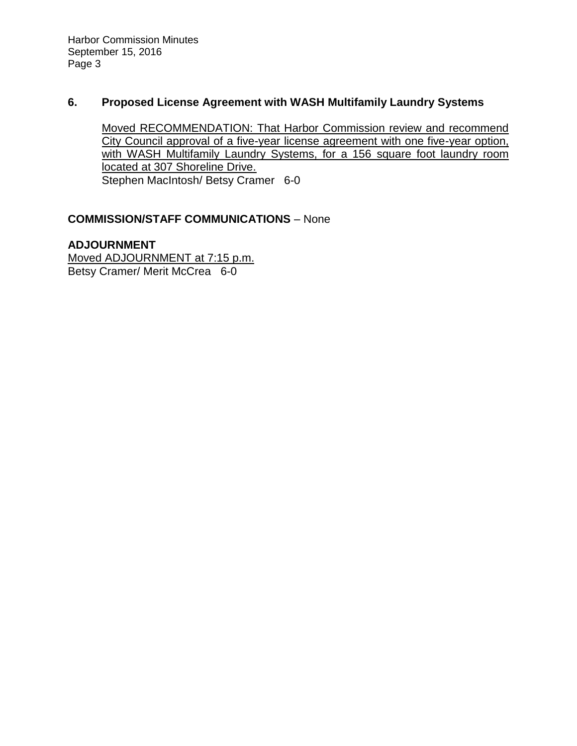## 6. Proposed License Agreement with WASH Multifamily Laundry Systems

<u>Moved RECOMMENDATION: That Harbor Commission review and recommend City Council approval of a five-year license agreement with one five-year option, with WASH Multifamily Laundry Systems, for a 156 square foot laundry room located at 307 Shoreline Drive.</u>
Stephen MacIntosh/ Betsy Cramer 6-0

**COMMISSION/STAFF COMMUNICATIONS** – None

**ADJOURNMENT**
<u>Moved ADJOURNMENT at 7:15 p.m.</u>
Betsy Cramer/ Merit McCrea 6-0